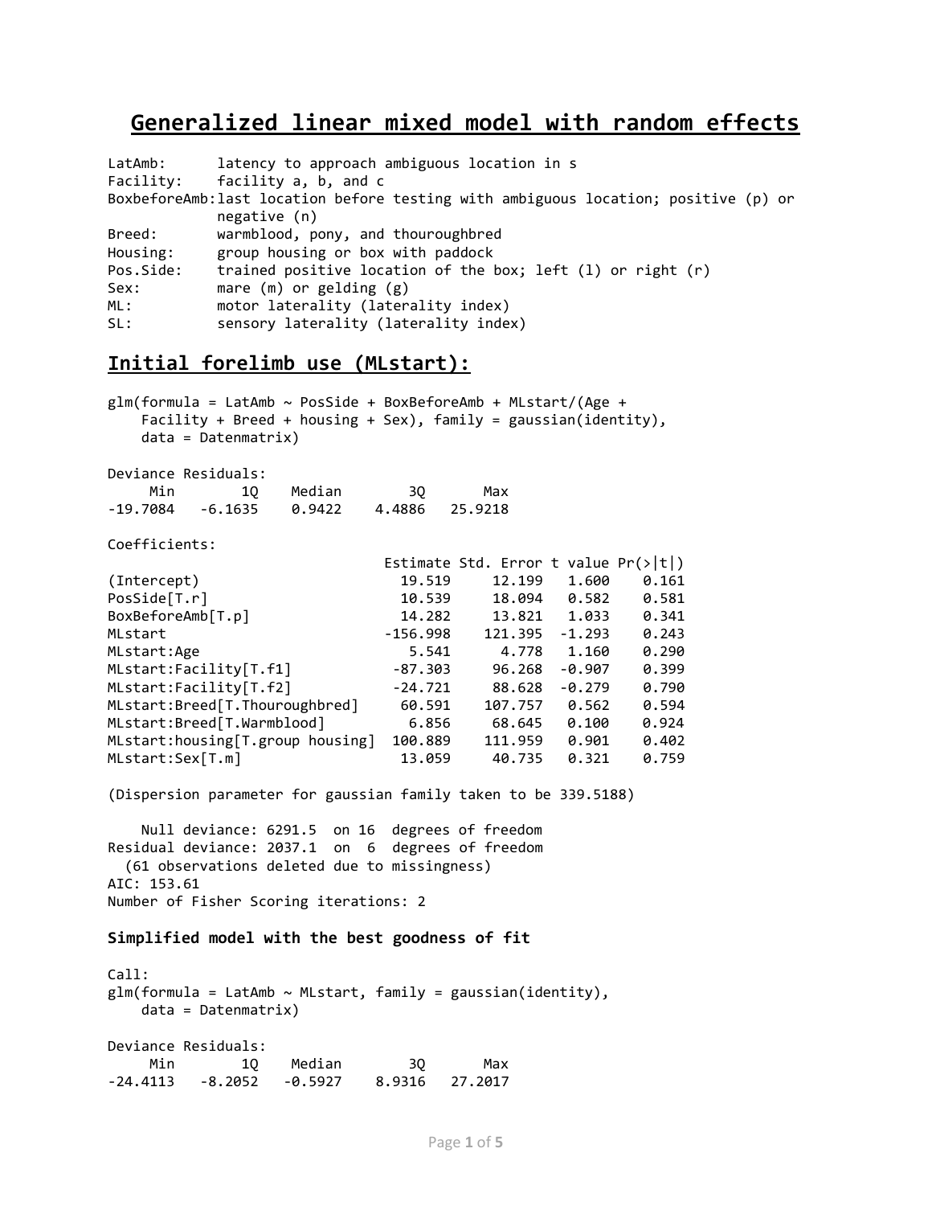# Generalized linear mixed model with random effects

```
LatAmb:       latency to approach ambiguous location in s
Facility:     facility a, b, and c
BoxbeforeAmb: last location before testing with ambiguous location; positive (p) or
              negative (n)
Breed:        warmblood, pony, and thouroughbred
Housing:      group housing or box with paddock
Pos.Side:     trained positive location of the box; left (l) or right (r)
Sex:          mare (m) or gelding (g)
ML:           motor laterality (laterality index)
SL:           sensory laterality (laterality index)
```

## Initial forelimb use (MLstart):

```
glm(formula = LatAmb ~ PosSide + BoxBeforeAmb + MLstart/(Age +
    Facility + Breed + housing + Sex), family = gaussian(identity),
    data = Datenmatrix)

Deviance Residuals:
     Min        1Q    Median        3Q       Max
-19.7084   -6.1635    0.9422    4.4886   25.9218

Coefficients:
                                 Estimate Std. Error t value Pr(>|t|)
(Intercept)                        19.519     12.199   1.600    0.161
PosSide[T.r]                       10.539     18.094   0.582    0.581
BoxBeforeAmb[T.p]                  14.282     13.821   1.033    0.341
MLstart                          -156.998    121.395  -1.293    0.243
MLstart:Age                         5.541      4.778   1.160    0.290
MLstart:Facility[T.f1]            -87.303     96.268  -0.907    0.399
MLstart:Facility[T.f2]            -24.721     88.628  -0.279    0.790
MLstart:Breed[T.Thouroughbred]     60.591    107.757   0.562    0.594
MLstart:Breed[T.Warmblood]          6.856     68.645   0.100    0.924
MLstart:housing[T.group housing]  100.889    111.959   0.901    0.402
MLstart:Sex[T.m]                   13.059     40.735   0.321    0.759

(Dispersion parameter for gaussian family taken to be 339.5188)

    Null deviance: 6291.5  on 16  degrees of freedom
Residual deviance: 2037.1  on  6  degrees of freedom
  (61 observations deleted due to missingness)
AIC: 153.61
Number of Fisher Scoring iterations: 2
```

### Simplified model with the best goodness of fit

```
Call:
glm(formula = LatAmb ~ MLstart, family = gaussian(identity),
    data = Datenmatrix)

Deviance Residuals:
     Min        1Q    Median        3Q       Max
-24.4113   -8.2052   -0.5927    8.9316   27.2017
```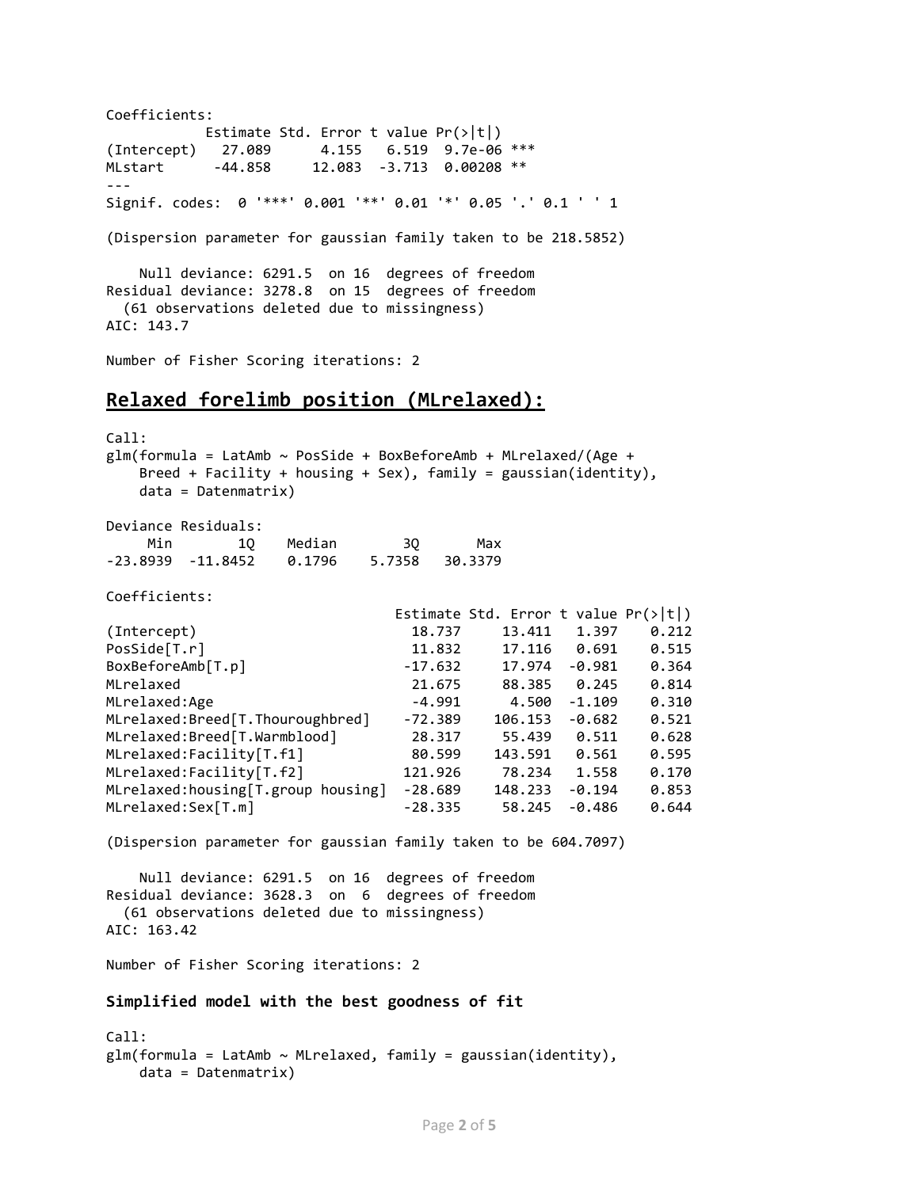```
Coefficients:
            Estimate Std. Error t value Pr(>|t|)    
(Intercept)   27.089      4.155   6.519  9.7e-06 ***
MLstart      -44.858     12.083  -3.713  0.00208 ** 
---
Signif. codes:  0 '***' 0.001 '**' 0.01 '*' 0.05 '.' 0.1 ' ' 1

(Dispersion parameter for gaussian family taken to be 218.5852)

    Null deviance: 6291.5  on 16  degrees of freedom
Residual deviance: 3278.8  on 15  degrees of freedom
  (61 observations deleted due to missingness)
AIC: 143.7

Number of Fisher Scoring iterations: 2
```

## Relaxed forelimb position (MLrelaxed):

```
Call:
glm(formula = LatAmb ~ PosSide + BoxBeforeAmb + MLrelaxed/(Age + 
    Breed + Facility + housing + Sex), family = gaussian(identity), 
    data = Datenmatrix)

Deviance Residuals: 
     Min        1Q    Median        3Q       Max  
-23.8939  -11.8452    0.1796    5.7358   30.3379  

Coefficients:
                                 Estimate Std. Error t value Pr(>|t|)
(Intercept)                        18.737     13.411   1.397    0.212
PosSide[T.r]                       11.832     17.116   0.691    0.515
BoxBeforeAmb[T.p]                 -17.632     17.974  -0.981    0.364
MLrelaxed                          21.675     88.385   0.245    0.814
MLrelaxed:Age                      -4.991      4.500  -1.109    0.310
MLrelaxed:Breed[T.Thouroughbred]  -72.389    106.153  -0.682    0.521
MLrelaxed:Breed[T.Warmblood]       28.317     55.439   0.511    0.628
MLrelaxed:Facility[T.f1]           80.599    143.591   0.561    0.595
MLrelaxed:Facility[T.f2]          121.926     78.234   1.558    0.170
MLrelaxed:housing[T.group housing] -28.689   148.233  -0.194    0.853
MLrelaxed:Sex[T.m]                -28.335     58.245  -0.486    0.644

(Dispersion parameter for gaussian family taken to be 604.7097)

    Null deviance: 6291.5  on 16  degrees of freedom
Residual deviance: 3628.3  on  6  degrees of freedom
  (61 observations deleted due to missingness)
AIC: 163.42

Number of Fisher Scoring iterations: 2
```

### Simplified model with the best goodness of fit

```
Call:
glm(formula = LatAmb ~ MLrelaxed, family = gaussian(identity), 
    data = Datenmatrix)
```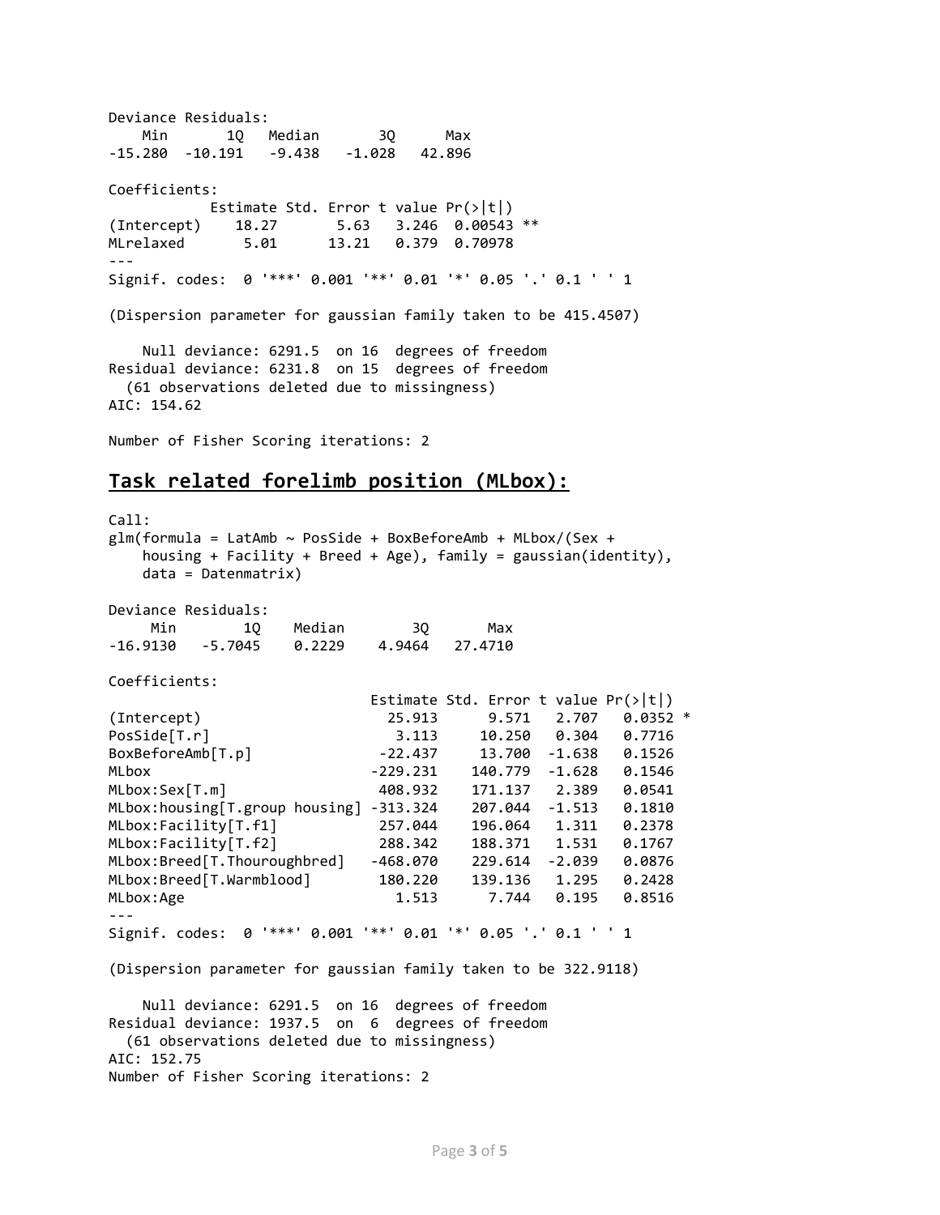```
Deviance Residuals:
    Min       1Q   Median       3Q      Max
-15.280  -10.191   -9.438   -1.028   42.896

Coefficients:
            Estimate Std. Error t value Pr(>|t|)
(Intercept)    18.27       5.63   3.246  0.00543 **
MLrelaxed       5.01      13.21   0.379  0.70978
---
Signif. codes:  0 '***' 0.001 '**' 0.01 '*' 0.05 '.' 0.1 ' ' 1

(Dispersion parameter for gaussian family taken to be 415.4507)

    Null deviance: 6291.5  on 16  degrees of freedom
Residual deviance: 6231.8  on 15  degrees of freedom
  (61 observations deleted due to missingness)
AIC: 154.62

Number of Fisher Scoring iterations: 2
```

## Task related forelimb position (MLbox):

```
Call:
glm(formula = LatAmb ~ PosSide + BoxBeforeAmb + MLbox/(Sex +
    housing + Facility + Breed + Age), family = gaussian(identity),
    data = Datenmatrix)

Deviance Residuals:
     Min        1Q    Median        3Q       Max
-16.9130   -5.7045    0.2229    4.9464   27.4710

Coefficients:
                              Estimate Std. Error t value Pr(>|t|)
(Intercept)                     25.913      9.571   2.707   0.0352 *
PosSide[T.r]                     3.113     10.250   0.304   0.7716
BoxBeforeAmb[T.p]              -22.437     13.700  -1.638   0.1526
MLbox                         -229.231    140.779  -1.628   0.1546
MLbox:Sex[T.m]                 408.932    171.137   2.389   0.0541
MLbox:housing[T.group housing] -313.324    207.044  -1.513   0.1810
MLbox:Facility[T.f1]           257.044    196.064   1.311   0.2378
MLbox:Facility[T.f2]           288.342    188.371   1.531   0.1767
MLbox:Breed[T.Thouroughbred]  -468.070    229.614  -2.039   0.0876
MLbox:Breed[T.Warmblood]       180.220    139.136   1.295   0.2428
MLbox:Age                        1.513      7.744   0.195   0.8516
---
Signif. codes:  0 '***' 0.001 '**' 0.01 '*' 0.05 '.' 0.1 ' ' 1

(Dispersion parameter for gaussian family taken to be 322.9118)

    Null deviance: 6291.5  on 16  degrees of freedom
Residual deviance: 1937.5  on  6  degrees of freedom
  (61 observations deleted due to missingness)
AIC: 152.75
Number of Fisher Scoring iterations: 2
```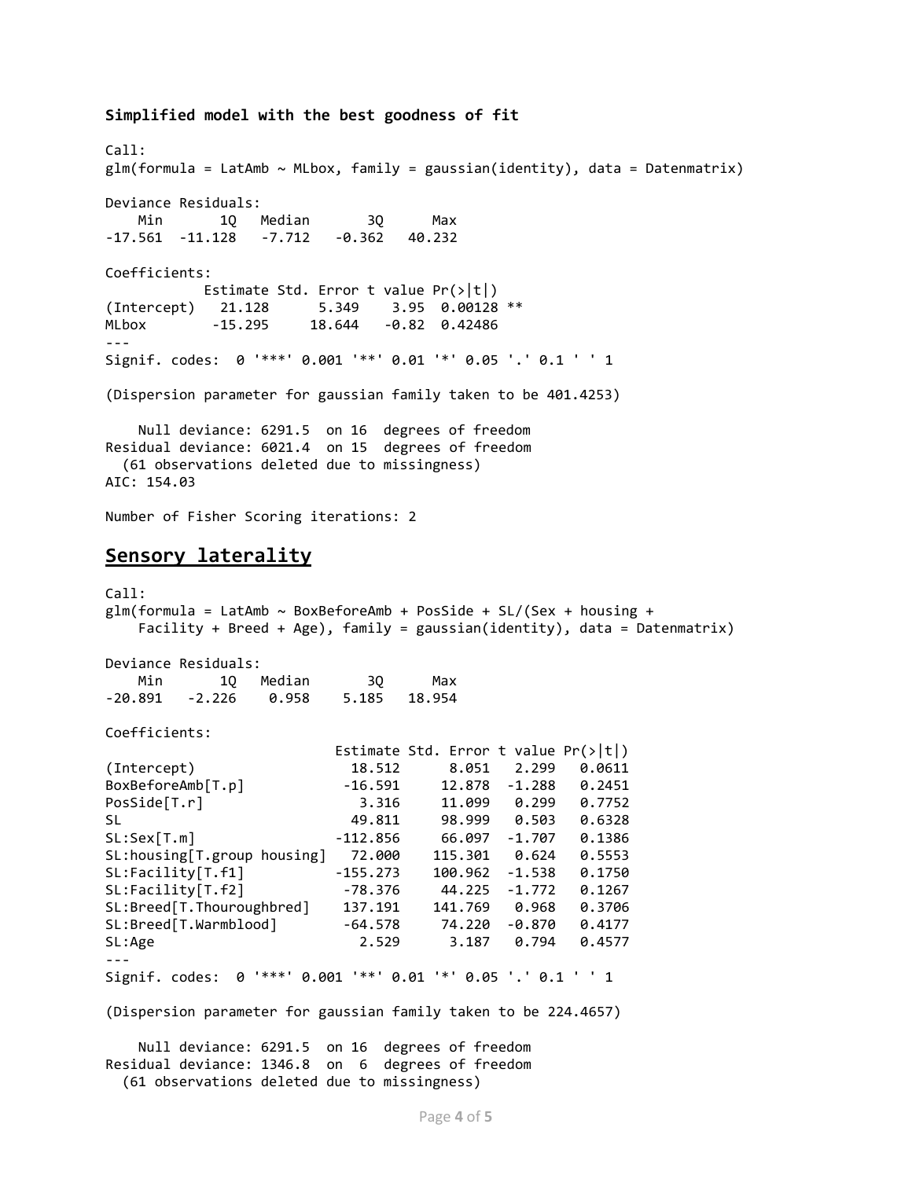**Simplified model with the best goodness of fit**

```
Call:
glm(formula = LatAmb ~ MLbox, family = gaussian(identity), data = Datenmatrix)

Deviance Residuals:
    Min       1Q   Median       3Q      Max
-17.561  -11.128   -7.712   -0.362   40.232

Coefficients:
            Estimate Std. Error t value Pr(>|t|)
(Intercept)   21.128      5.349    3.95  0.00128 **
MLbox        -15.295     18.644   -0.82  0.42486
---
Signif. codes:  0 '***' 0.001 '**' 0.01 '*' 0.05 '.' 0.1 ' ' 1

(Dispersion parameter for gaussian family taken to be 401.4253)

    Null deviance: 6291.5  on 16  degrees of freedom
Residual deviance: 6021.4  on 15  degrees of freedom
  (61 observations deleted due to missingness)
AIC: 154.03

Number of Fisher Scoring iterations: 2
```

## Sensory laterality

```
Call:
glm(formula = LatAmb ~ BoxBeforeAmb + PosSide + SL/(Sex + housing +
    Facility + Breed + Age), family = gaussian(identity), data = Datenmatrix)

Deviance Residuals:
    Min       1Q   Median       3Q      Max
-20.891   -2.226    0.958    5.185   18.954

Coefficients:
                           Estimate Std. Error t value Pr(>|t|)
(Intercept)                  18.512      8.051   2.299   0.0611
BoxBeforeAmb[T.p]           -16.591     12.878  -1.288   0.2451
PosSide[T.r]                  3.316     11.099   0.299   0.7752
SL                           49.811     98.999   0.503   0.6328
SL:Sex[T.m]                -112.856     66.097  -1.707   0.1386
SL:housing[T.group housing]  72.000    115.301   0.624   0.5553
SL:Facility[T.f1]          -155.273    100.962  -1.538   0.1750
SL:Facility[T.f2]           -78.376     44.225  -1.772   0.1267
SL:Breed[T.Thouroughbred]   137.191    141.769   0.968   0.3706
SL:Breed[T.Warmblood]       -64.578     74.220  -0.870   0.4177
SL:Age                        2.529      3.187   0.794   0.4577
---
Signif. codes:  0 '***' 0.001 '**' 0.01 '*' 0.05 '.' 0.1 ' ' 1

(Dispersion parameter for gaussian family taken to be 224.4657)

    Null deviance: 6291.5  on 16  degrees of freedom
Residual deviance: 1346.8  on  6  degrees of freedom
  (61 observations deleted due to missingness)
```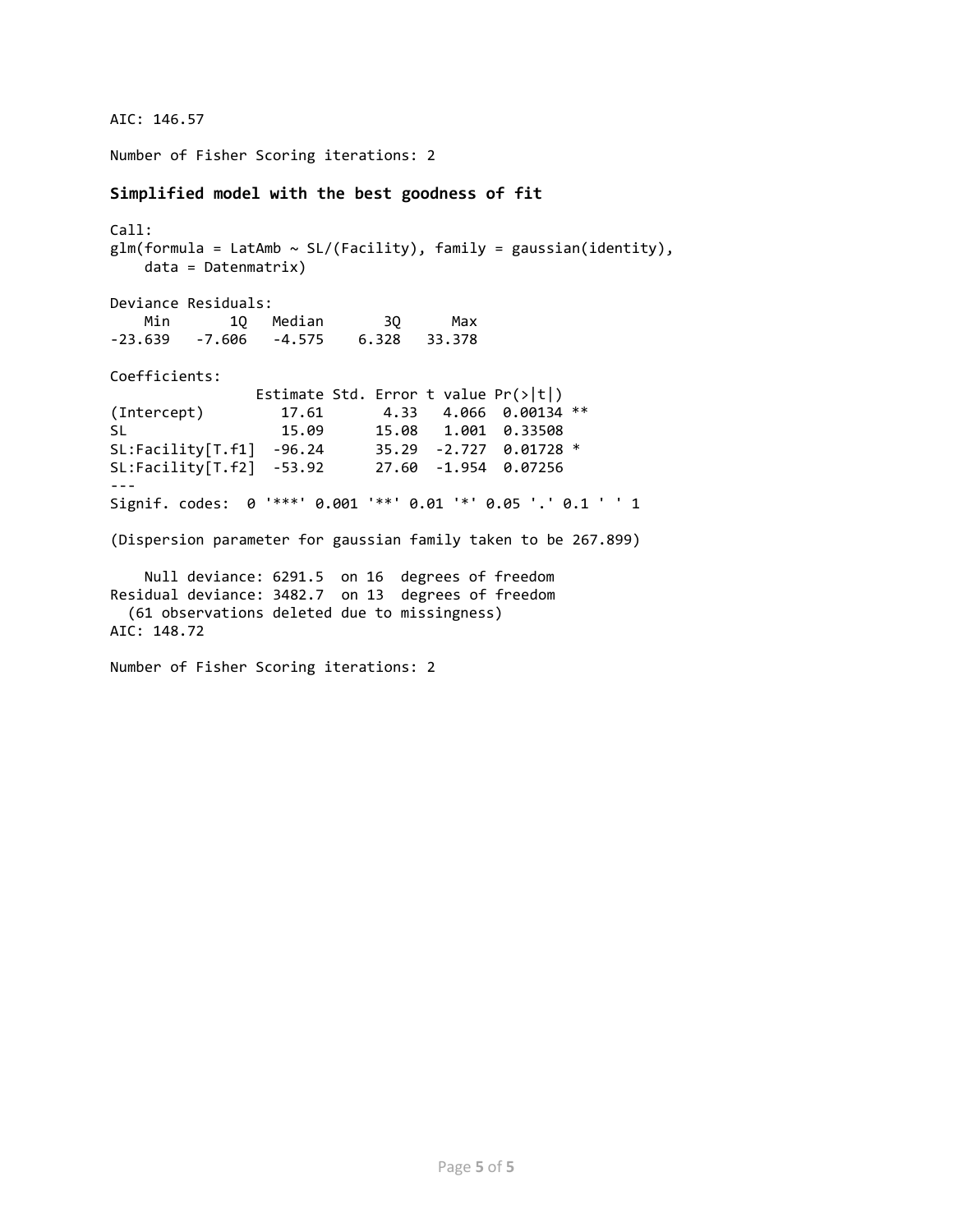```
AIC: 146.57

Number of Fisher Scoring iterations: 2
```

**Simplified model with the best goodness of fit**

```
Call:
glm(formula = LatAmb ~ SL/(Facility), family = gaussian(identity),
    data = Datenmatrix)

Deviance Residuals:
    Min       1Q   Median       3Q      Max
-23.639   -7.606   -4.575    6.328   33.378

Coefficients:
                 Estimate Std. Error t value Pr(>|t|)
(Intercept)         17.61       4.33   4.066  0.00134 **
SL                  15.09      15.08   1.001  0.33508
SL:Facility[T.f1]  -96.24      35.29  -2.727  0.01728 *
SL:Facility[T.f2]  -53.92      27.60  -1.954  0.07256
---
Signif. codes:  0 '***' 0.001 '**' 0.01 '*' 0.05 '.' 0.1 ' ' 1

(Dispersion parameter for gaussian family taken to be 267.899)

    Null deviance: 6291.5  on 16  degrees of freedom
Residual deviance: 3482.7  on 13  degrees of freedom
  (61 observations deleted due to missingness)
AIC: 148.72

Number of Fisher Scoring iterations: 2
```